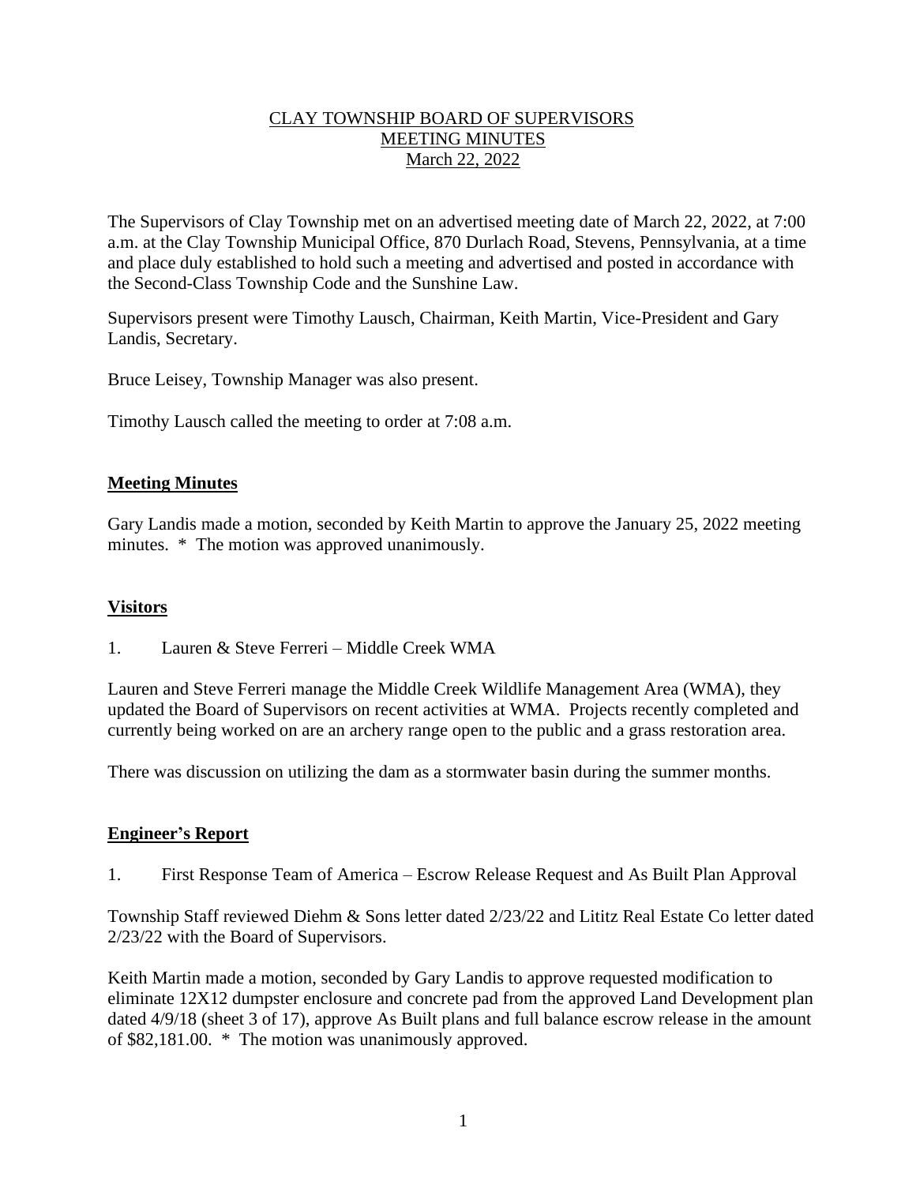# CLAY TOWNSHIP BOARD OF SUPERVISORS
## MEETING MINUTES
### March 22, 2022

The Supervisors of Clay Township met on an advertised meeting date of March 22, 2022, at 7:00 a.m. at the Clay Township Municipal Office, 870 Durlach Road, Stevens, Pennsylvania, at a time and place duly established to hold such a meeting and advertised and posted in accordance with the Second-Class Township Code and the Sunshine Law.

Supervisors present were Timothy Lausch, Chairman, Keith Martin, Vice-President and Gary Landis, Secretary.

Bruce Leisey, Township Manager was also present.

Timothy Lausch called the meeting to order at 7:08 a.m.

**Meeting Minutes**

Gary Landis made a motion, seconded by Keith Martin to approve the January 25, 2022 meeting minutes. * The motion was approved unanimously.

**Visitors**

1. Lauren & Steve Ferreri – Middle Creek WMA

Lauren and Steve Ferreri manage the Middle Creek Wildlife Management Area (WMA), they updated the Board of Supervisors on recent activities at WMA. Projects recently completed and currently being worked on are an archery range open to the public and a grass restoration area.

There was discussion on utilizing the dam as a stormwater basin during the summer months.

**Engineer's Report**

1. First Response Team of America – Escrow Release Request and As Built Plan Approval

Township Staff reviewed Diehm & Sons letter dated 2/23/22 and Lititz Real Estate Co letter dated 2/23/22 with the Board of Supervisors.

Keith Martin made a motion, seconded by Gary Landis to approve requested modification to eliminate 12X12 dumpster enclosure and concrete pad from the approved Land Development plan dated 4/9/18 (sheet 3 of 17), approve As Built plans and full balance escrow release in the amount of $82,181.00. * The motion was unanimously approved.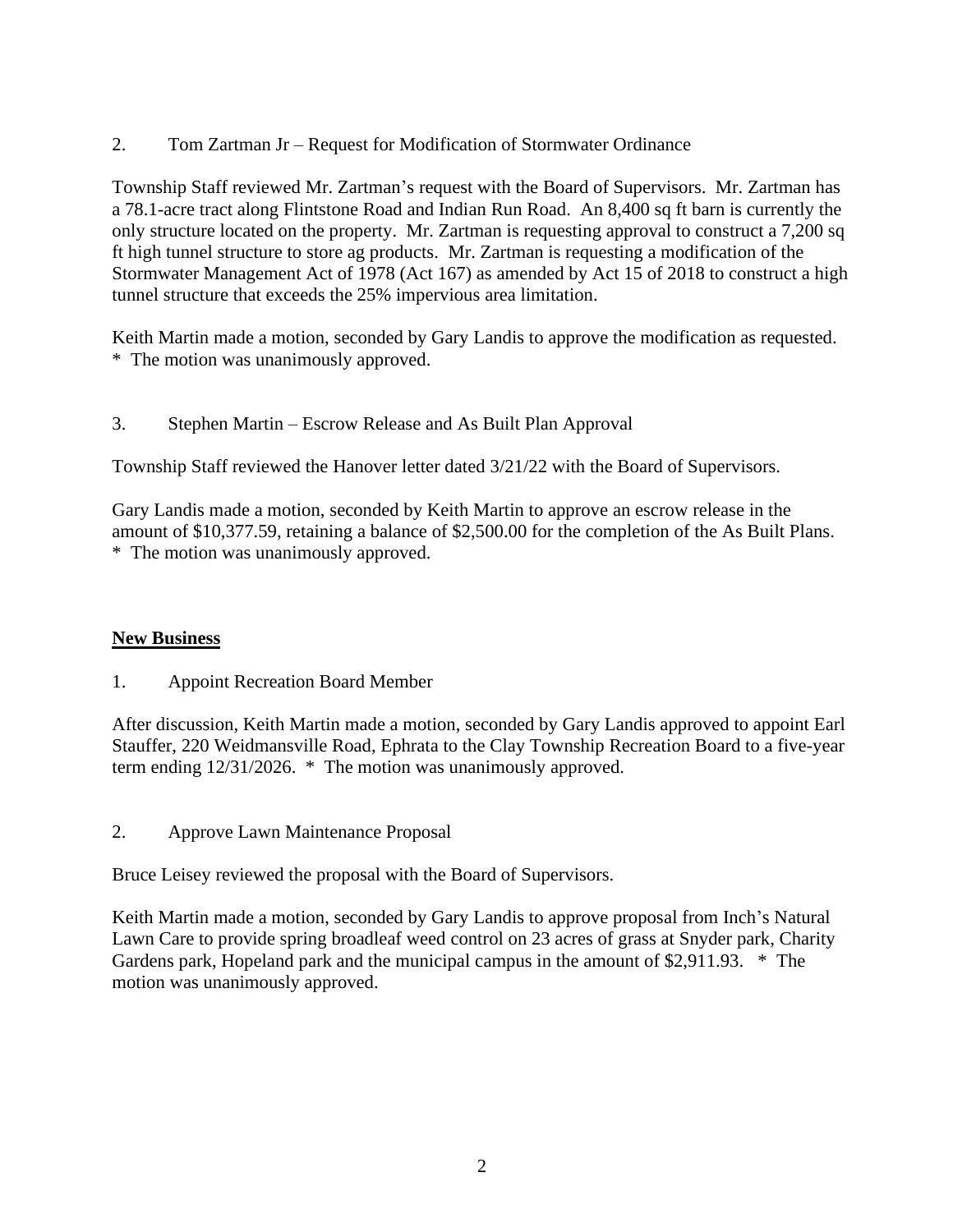2. Tom Zartman Jr – Request for Modification of Stormwater Ordinance

Township Staff reviewed Mr. Zartman's request with the Board of Supervisors. Mr. Zartman has a 78.1-acre tract along Flintstone Road and Indian Run Road. An 8,400 sq ft barn is currently the only structure located on the property. Mr. Zartman is requesting approval to construct a 7,200 sq ft high tunnel structure to store ag products. Mr. Zartman is requesting a modification of the Stormwater Management Act of 1978 (Act 167) as amended by Act 15 of 2018 to construct a high tunnel structure that exceeds the 25% impervious area limitation.

Keith Martin made a motion, seconded by Gary Landis to approve the modification as requested.
* The motion was unanimously approved.

3. Stephen Martin – Escrow Release and As Built Plan Approval

Township Staff reviewed the Hanover letter dated 3/21/22 with the Board of Supervisors.

Gary Landis made a motion, seconded by Keith Martin to approve an escrow release in the amount of $10,377.59, retaining a balance of $2,500.00 for the completion of the As Built Plans.
* The motion was unanimously approved.

**New Business**

1. Appoint Recreation Board Member

After discussion, Keith Martin made a motion, seconded by Gary Landis approved to appoint Earl Stauffer, 220 Weidmansville Road, Ephrata to the Clay Township Recreation Board to a five-year term ending 12/31/2026. * The motion was unanimously approved.

2. Approve Lawn Maintenance Proposal

Bruce Leisey reviewed the proposal with the Board of Supervisors.

Keith Martin made a motion, seconded by Gary Landis to approve proposal from Inch's Natural Lawn Care to provide spring broadleaf weed control on 23 acres of grass at Snyder park, Charity Gardens park, Hopeland park and the municipal campus in the amount of $2,911.93. * The motion was unanimously approved.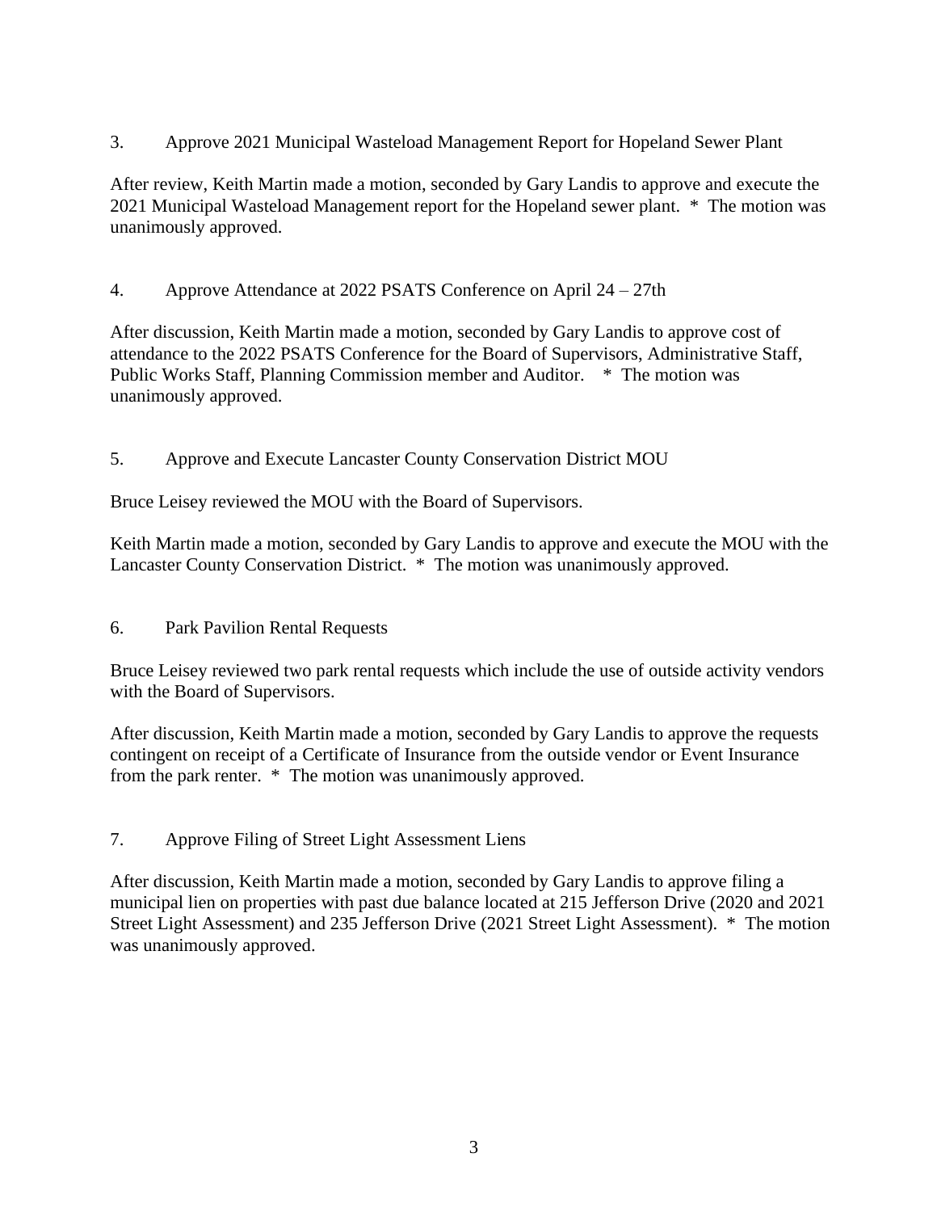3. Approve 2021 Municipal Wasteload Management Report for Hopeland Sewer Plant

After review, Keith Martin made a motion, seconded by Gary Landis to approve and execute the 2021 Municipal Wasteload Management report for the Hopeland sewer plant. * The motion was unanimously approved.

4. Approve Attendance at 2022 PSATS Conference on April 24 – 27th

After discussion, Keith Martin made a motion, seconded by Gary Landis to approve cost of attendance to the 2022 PSATS Conference for the Board of Supervisors, Administrative Staff, Public Works Staff, Planning Commission member and Auditor. * The motion was unanimously approved.

5. Approve and Execute Lancaster County Conservation District MOU

Bruce Leisey reviewed the MOU with the Board of Supervisors.

Keith Martin made a motion, seconded by Gary Landis to approve and execute the MOU with the Lancaster County Conservation District. * The motion was unanimously approved.

6. Park Pavilion Rental Requests

Bruce Leisey reviewed two park rental requests which include the use of outside activity vendors with the Board of Supervisors.

After discussion, Keith Martin made a motion, seconded by Gary Landis to approve the requests contingent on receipt of a Certificate of Insurance from the outside vendor or Event Insurance from the park renter. * The motion was unanimously approved.

7. Approve Filing of Street Light Assessment Liens

After discussion, Keith Martin made a motion, seconded by Gary Landis to approve filing a municipal lien on properties with past due balance located at 215 Jefferson Drive (2020 and 2021 Street Light Assessment) and 235 Jefferson Drive (2021 Street Light Assessment). * The motion was unanimously approved.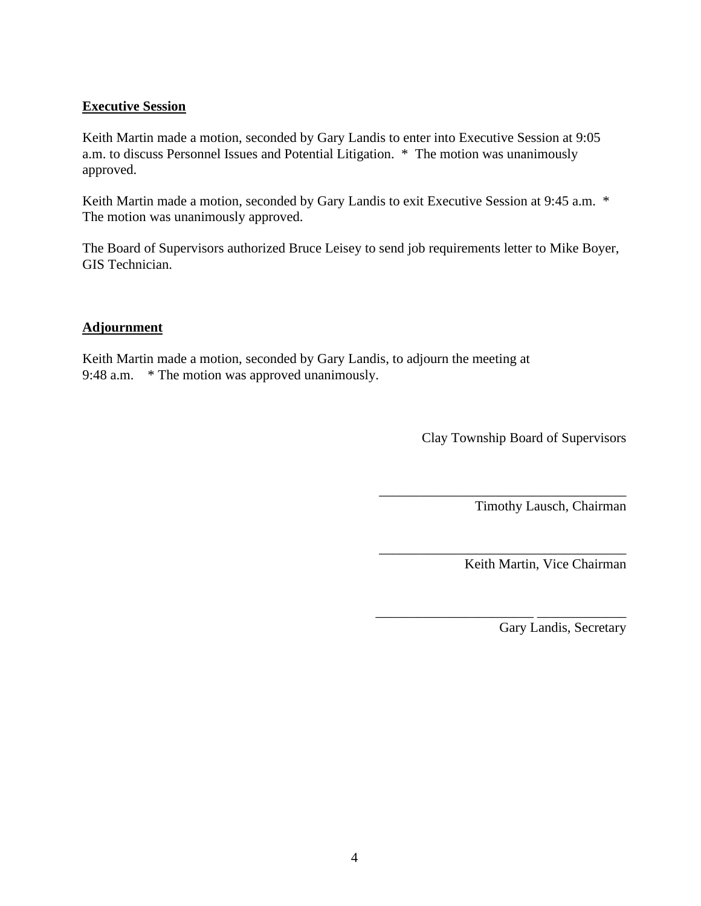## **Executive Session**

Keith Martin made a motion, seconded by Gary Landis to enter into Executive Session at 9:05 a.m. to discuss Personnel Issues and Potential Litigation. * The motion was unanimously approved.

Keith Martin made a motion, seconded by Gary Landis to exit Executive Session at 9:45 a.m. * The motion was unanimously approved.

The Board of Supervisors authorized Bruce Leisey to send job requirements letter to Mike Boyer, GIS Technician.

## **Adjournment**

Keith Martin made a motion, seconded by Gary Landis, to adjourn the meeting at 9:48 a.m. * The motion was approved unanimously.

Clay Township Board of Supervisors

_____________________________________
Timothy Lausch, Chairman

_____________________________________
Keith Martin, Vice Chairman

_____________________________________
Gary Landis, Secretary